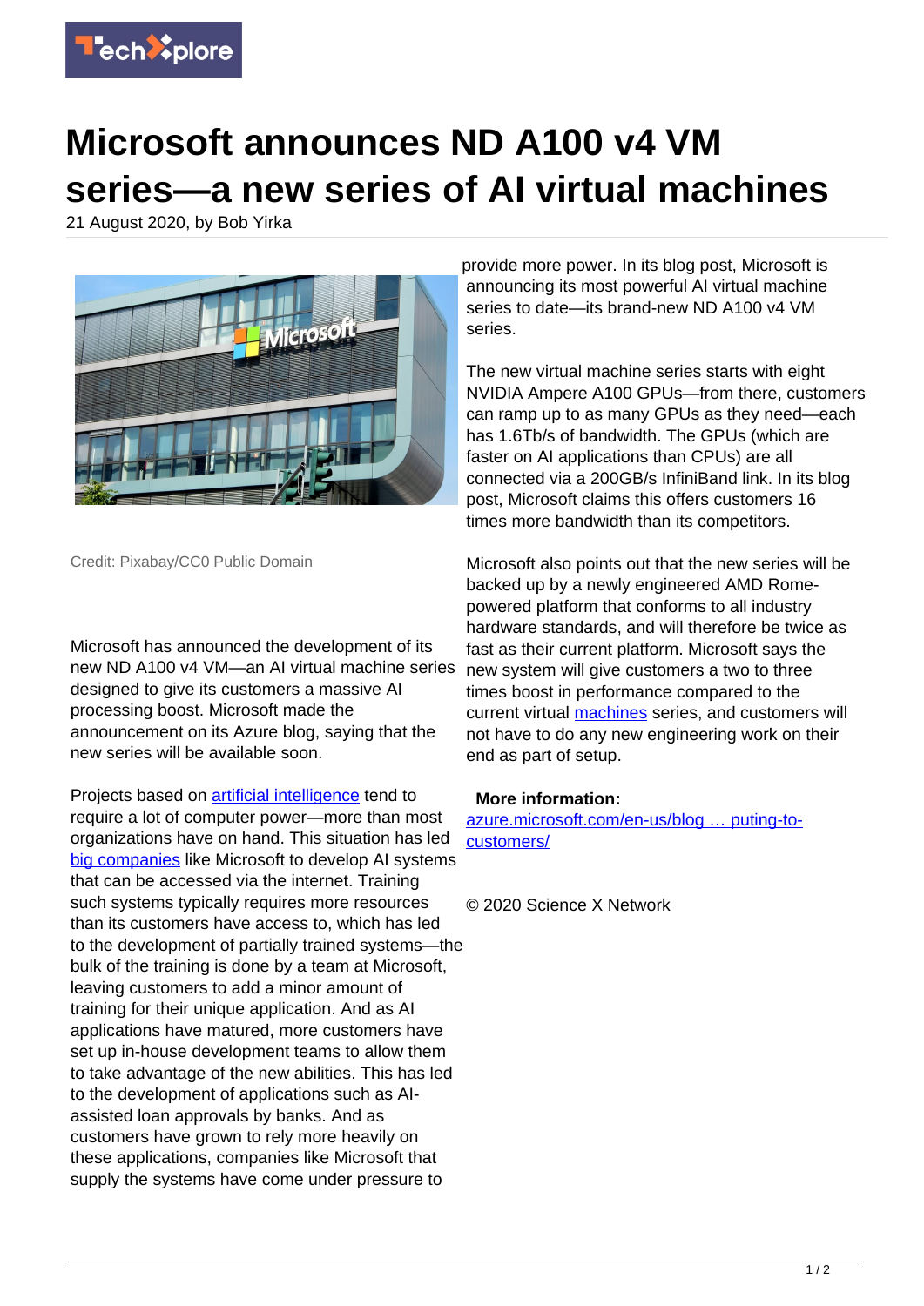# Microsoft announces ND A100 v4 VM series—a new series of AI virtual machines

21 August 2020, by Bob Yirka

Credit: Pixabay/CC0 Public Domain

Microsoft has announced the development of its new ND A100 v4 VM—an AI virtual machine series designed to give its customers a massive AI processing boost. Microsoft made the announcement on its Azure blog, saying that the new series will be available soon.

Projects based on artificial intelligence tend to require a lot of computer power—more than most organizations have on hand. This situation has led big companies like Microsoft to develop AI systems that can be accessed via the internet. Training such systems typically requires more resources than its customers have access to, which has led to the development of partially trained systems—the bulk of the training is done by a team at Microsoft, leaving customers to add a minor amount of training for their unique application. And as AI applications have matured, more customers have set up in-house development teams to allow them to take advantage of the new abilities. This has led to the development of applications such as AI-assisted loan approvals by banks. And as customers have grown to rely more heavily on these applications, companies like Microsoft that supply the systems have come under pressure to provide more power. In its blog post, Microsoft is announcing its most powerful AI virtual machine series to date—its brand-new ND A100 v4 VM series.

The new virtual machine series starts with eight NVIDIA Ampere A100 GPUs—from there, customers can ramp up to as many GPUs as they need—each has 1.6Tb/s of bandwidth. The GPUs (which are faster on AI applications than CPUs) are all connected via a 200GB/s InfiniBand link. In its blog post, Microsoft claims this offers customers 16 times more bandwidth than its competitors.

Microsoft also points out that the new series will be backed up by a newly engineered AMD Rome-powered platform that conforms to all industry hardware standards, and will therefore be twice as fast as their current platform. Microsoft says the new system will give customers a two to three times boost in performance compared to the current virtual machines series, and customers will not have to do any new engineering work on their end as part of setup.

**More information:** azure.microsoft.com/en-us/blog … puting-to-customers/

© 2020 Science X Network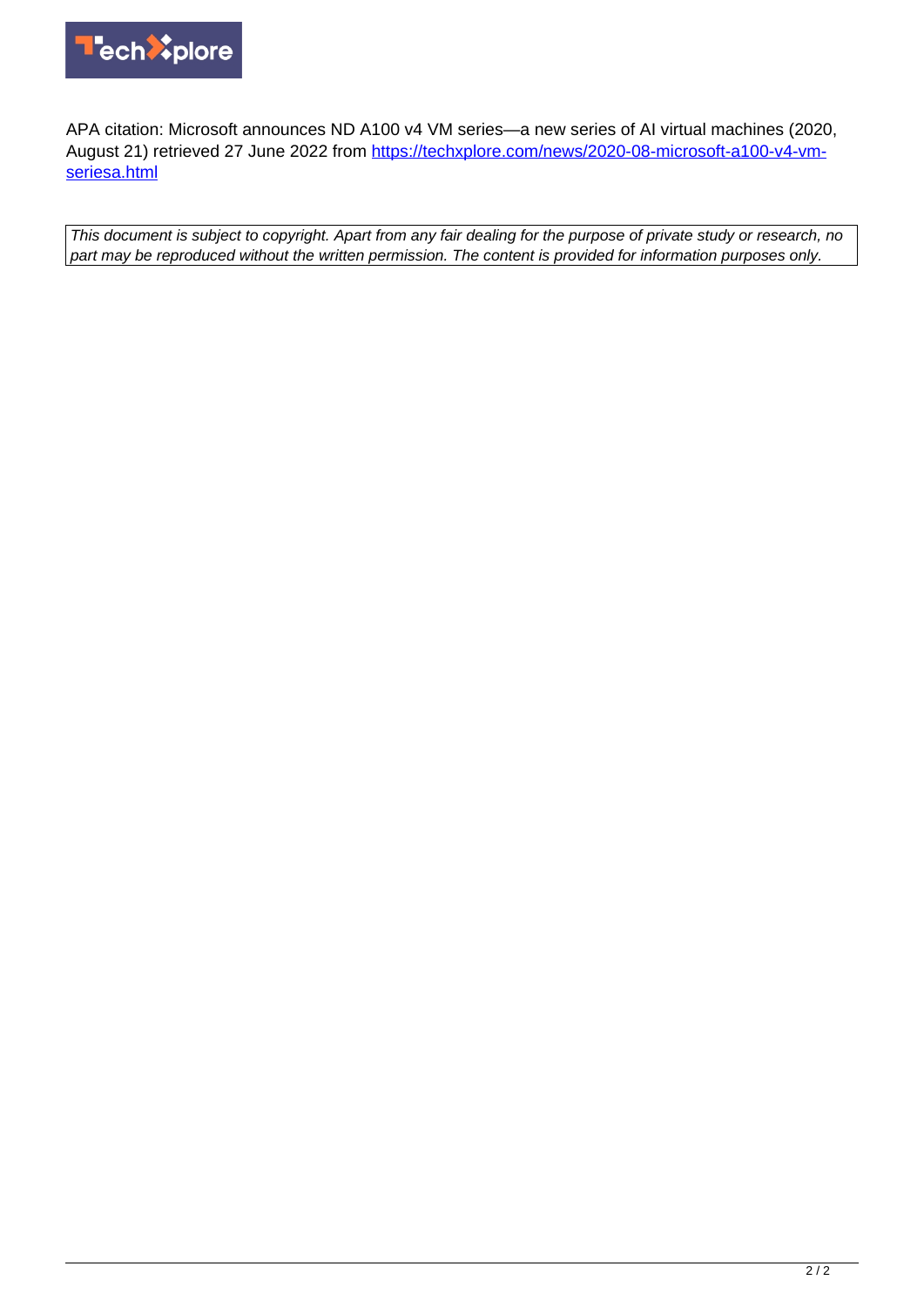APA citation: Microsoft announces ND A100 v4 VM series—a new series of AI virtual machines (2020, August 21) retrieved 27 June 2022 from https://techxplore.com/news/2020-08-microsoft-a100-v4-vm-seriesa.html

*This document is subject to copyright. Apart from any fair dealing for the purpose of private study or research, no part may be reproduced without the written permission. The content is provided for information purposes only.*